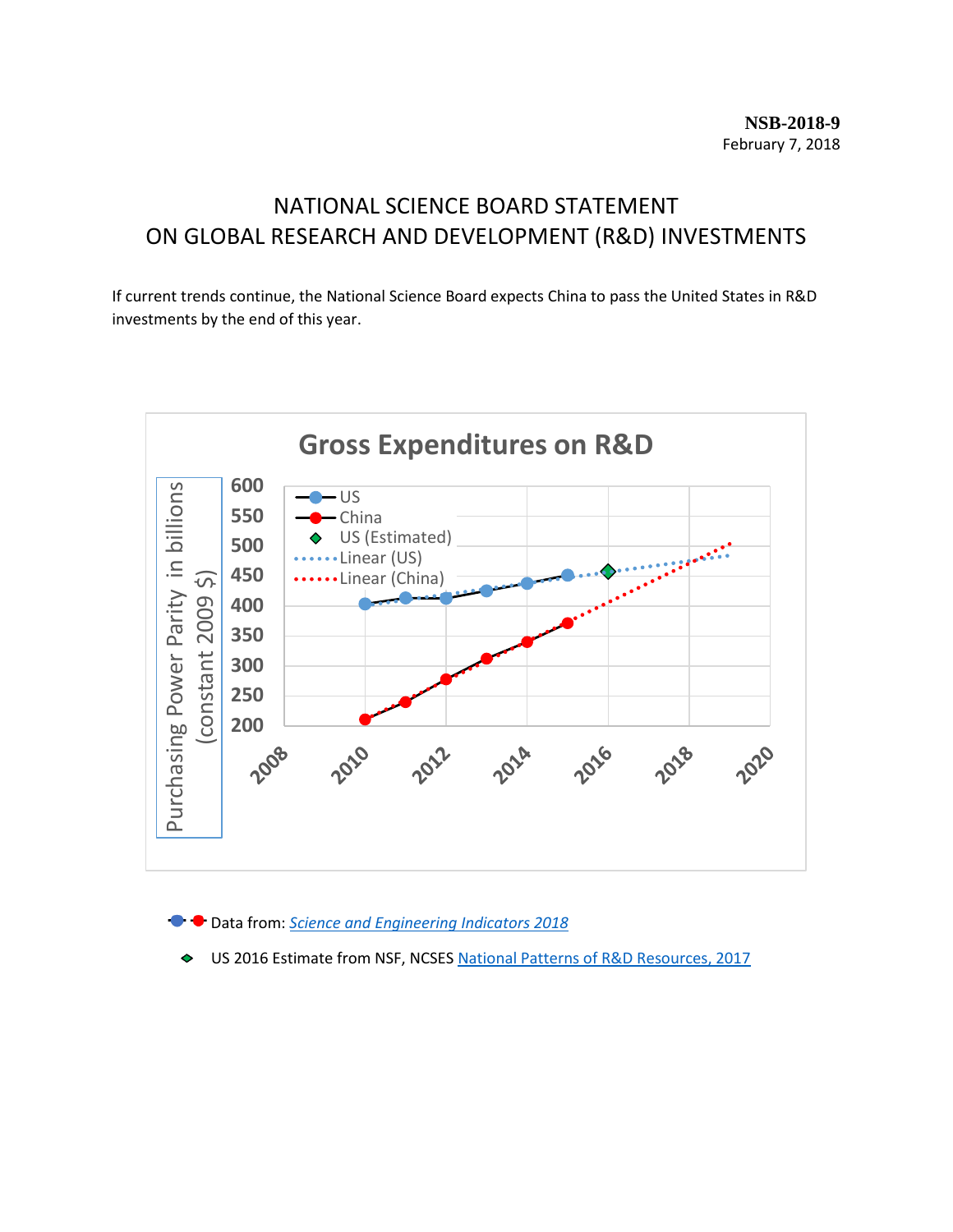**NSB-2018-9**
February 7, 2018

# NATIONAL SCIENCE BOARD STATEMENT ON GLOBAL RESEARCH AND DEVELOPMENT (R&D) INVESTMENTS

If current trends continue, the National Science Board expects China to pass the United States in R&D investments by the end of this year.

**Gross Expenditures on R&D**

Data from: *[Science and Engineering Indicators 2018]()*

US 2016 Estimate from NSF, NCSES [National Patterns of R&D Resources, 2017]()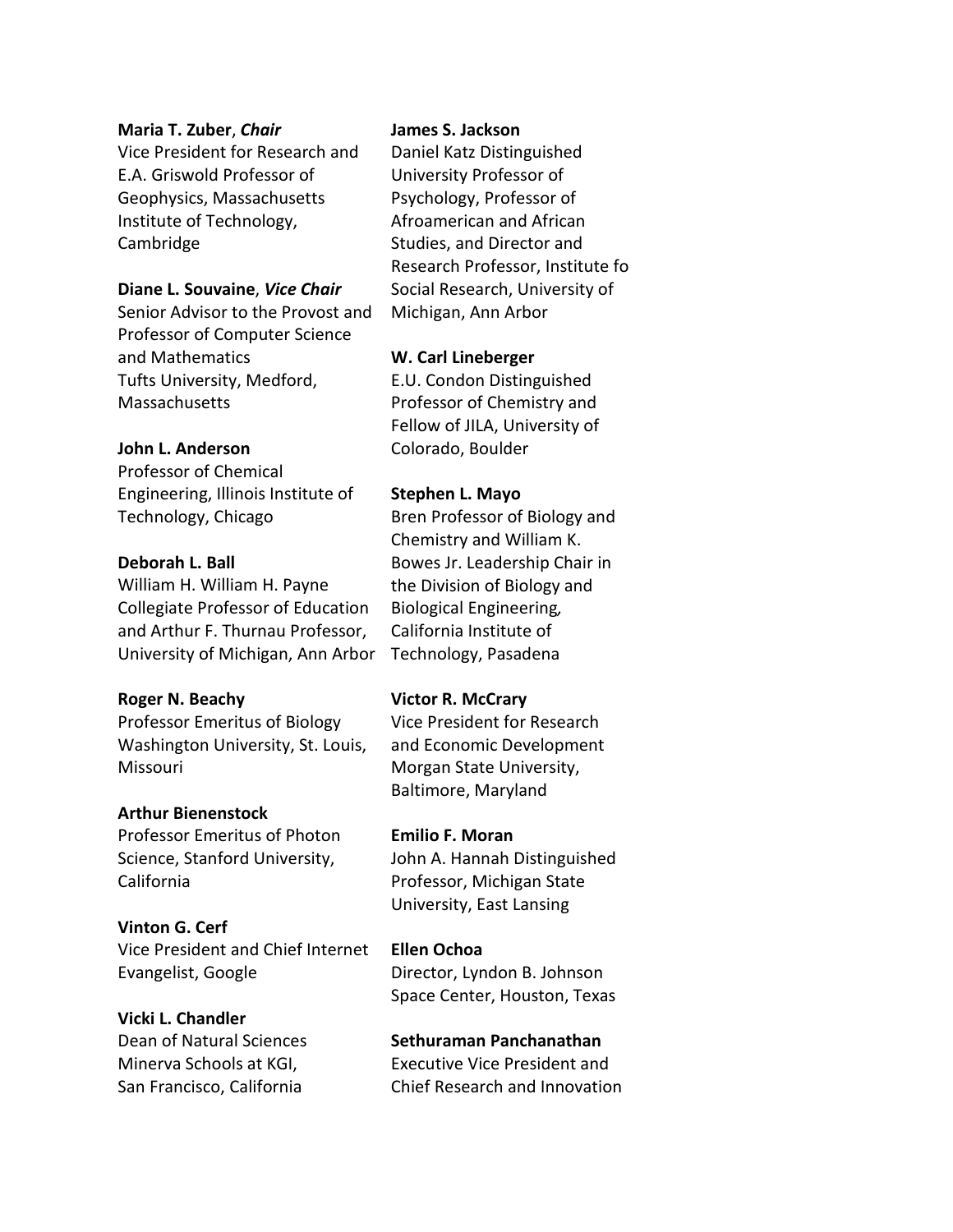**Maria T. Zuber**, ***Chair***
Vice President for Research and E.A. Griswold Professor of Geophysics, Massachusetts Institute of Technology, Cambridge

**Diane L. Souvaine**, ***Vice Chair***
Senior Advisor to the Provost and Professor of Computer Science and Mathematics
Tufts University, Medford, Massachusetts

**John L. Anderson**
Professor of Chemical Engineering, Illinois Institute of Technology, Chicago

**Deborah L. Ball**
William H. William H. Payne Collegiate Professor of Education and Arthur F. Thurnau Professor, University of Michigan, Ann Arbor

**Roger N. Beachy**
Professor Emeritus of Biology
Washington University, St. Louis, Missouri

**Arthur Bienenstock**
Professor Emeritus of Photon Science, Stanford University, California

**Vinton G. Cerf**
Vice President and Chief Internet Evangelist, Google

**Vicki L. Chandler**
Dean of Natural Sciences
Minerva Schools at KGI,
San Francisco, California

**James S. Jackson**
Daniel Katz Distinguished University Professor of Psychology, Professor of Afroamerican and African Studies, and Director and Research Professor, Institute fo Social Research, University of Michigan, Ann Arbor

**W. Carl Lineberger**
E.U. Condon Distinguished Professor of Chemistry and Fellow of JILA, University of Colorado, Boulder

**Stephen L. Mayo**
Bren Professor of Biology and Chemistry and William K. Bowes Jr. Leadership Chair in the Division of Biology and Biological Engineering, California Institute of Technology, Pasadena

**Victor R. McCrary**
Vice President for Research and Economic Development
Morgan State University, Baltimore, Maryland

**Emilio F. Moran**
John A. Hannah Distinguished Professor, Michigan State University, East Lansing

**Ellen Ochoa**
Director, Lyndon B. Johnson Space Center, Houston, Texas

**Sethuraman Panchanathan**
Executive Vice President and Chief Research and Innovation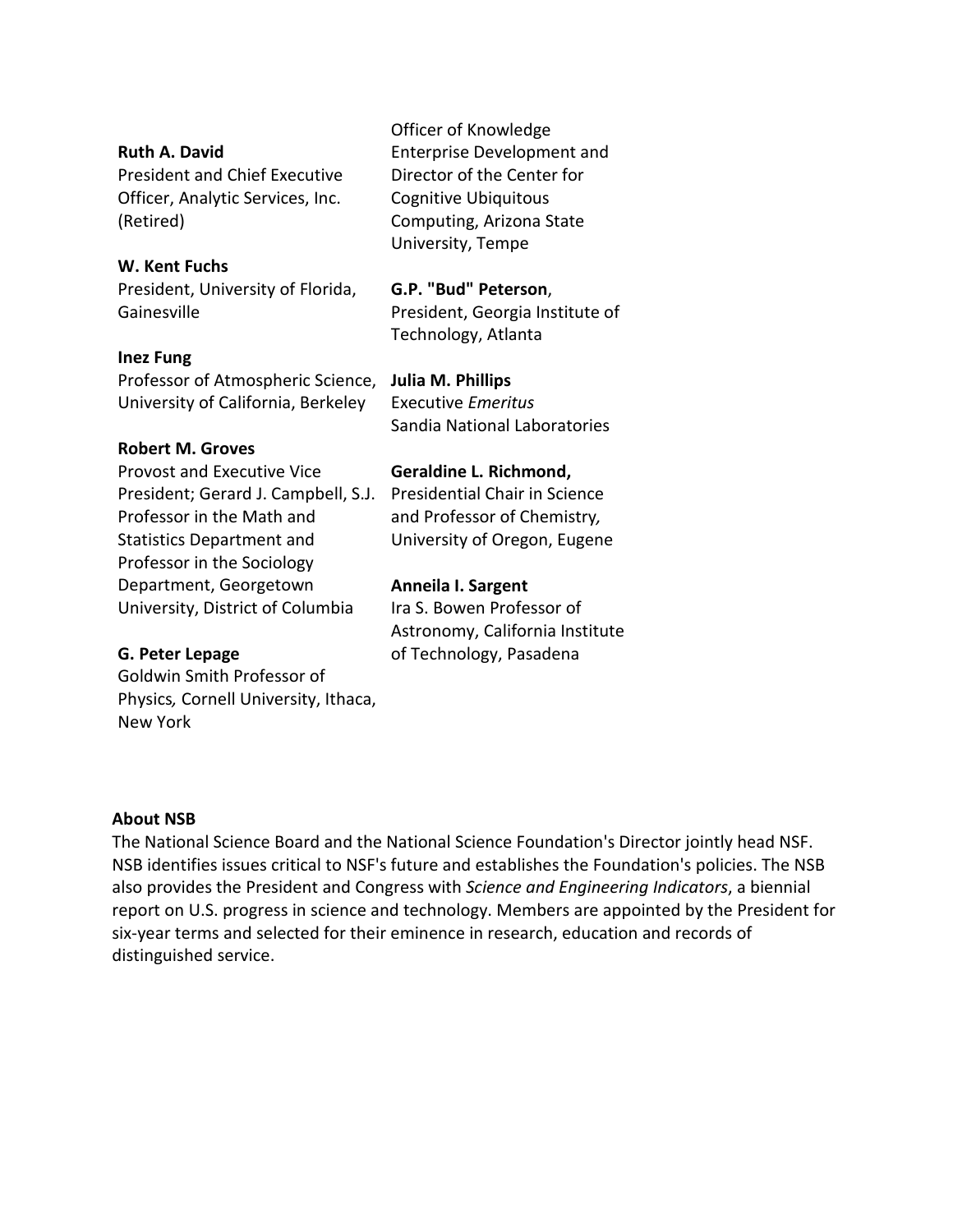**Ruth A. David**
President and Chief Executive Officer, Analytic Services, Inc. (Retired)

**W. Kent Fuchs**
President, University of Florida, Gainesville

**Inez Fung**
Professor of Atmospheric Science, University of California, Berkeley

**Robert M. Groves**
Provost and Executive Vice President; Gerard J. Campbell, S.J. Professor in the Math and Statistics Department and Professor in the Sociology Department, Georgetown University, District of Columbia

**G. Peter Lepage**
Goldwin Smith Professor of Physics*,* Cornell University, Ithaca, New York

Officer of Knowledge Enterprise Development and Director of the Center for Cognitive Ubiquitous Computing, Arizona State University, Tempe

**G.P. "Bud" Peterson**,
President, Georgia Institute of Technology, Atlanta

**Julia M. Phillips**
Executive *Emeritus*
Sandia National Laboratories

**Geraldine L. Richmond,**
Presidential Chair in Science and Professor of Chemistry*,* University of Oregon, Eugene

**Anneila I. Sargent**
Ira S. Bowen Professor of Astronomy, California Institute of Technology, Pasadena

**About NSB**

The National Science Board and the National Science Foundation's Director jointly head NSF. NSB identifies issues critical to NSF's future and establishes the Foundation's policies. The NSB also provides the President and Congress with *Science and Engineering Indicators*, a biennial report on U.S. progress in science and technology. Members are appointed by the President for six-year terms and selected for their eminence in research, education and records of distinguished service.